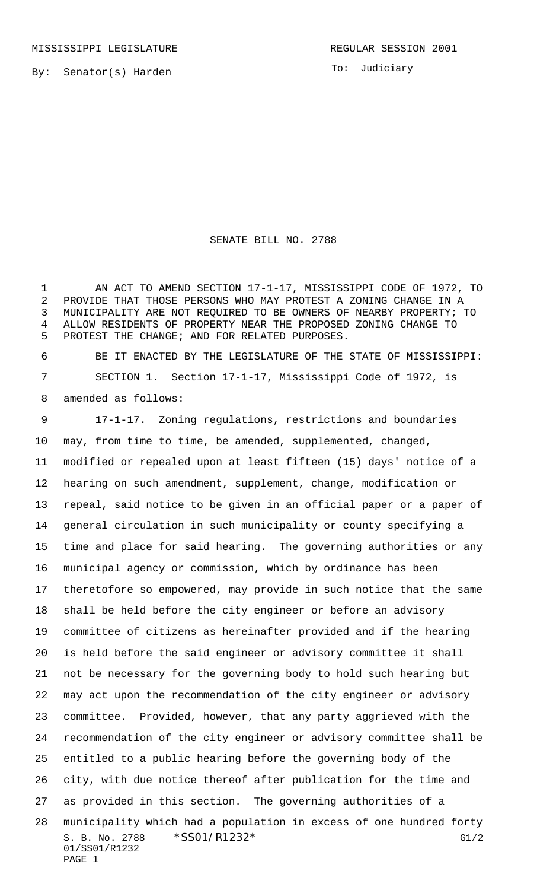MISSISSIPPI LEGISLATURE REGULAR SESSION 2001

By: Senator(s) Harden

To: Judiciary

# SENATE BILL NO. 2788

AN ACT TO AMEND SECTION 17-1-17, MISSISSIPPI CODE OF 1972, TO PROVIDE THAT THOSE PERSONS WHO MAY PROTEST A ZONING CHANGE IN A MUNICIPALITY ARE NOT REQUIRED TO BE OWNERS OF NEARBY PROPERTY; TO ALLOW RESIDENTS OF PROPERTY NEAR THE PROPOSED ZONING CHANGE TO PROTEST THE CHANGE; AND FOR RELATED PURPOSES.

BE IT ENACTED BY THE LEGISLATURE OF THE STATE OF MISSISSIPPI:

SECTION 1. Section 17-1-17, Mississippi Code of 1972, is amended as follows:

17-1-17. Zoning regulations, restrictions and boundaries may, from time to time, be amended, supplemented, changed, modified or repealed upon at least fifteen (15) days' notice of a hearing on such amendment, supplement, change, modification or repeal, said notice to be given in an official paper or a paper of general circulation in such municipality or county specifying a time and place for said hearing. The governing authorities or any municipal agency or commission, which by ordinance has been theretofore so empowered, may provide in such notice that the same shall be held before the city engineer or before an advisory committee of citizens as hereinafter provided and if the hearing is held before the said engineer or advisory committee it shall not be necessary for the governing body to hold such hearing but may act upon the recommendation of the city engineer or advisory committee. Provided, however, that any party aggrieved with the recommendation of the city engineer or advisory committee shall be entitled to a public hearing before the governing body of the city, with due notice thereof after publication for the time and as provided in this section. The governing authorities of a municipality which had a population in excess of one hundred forty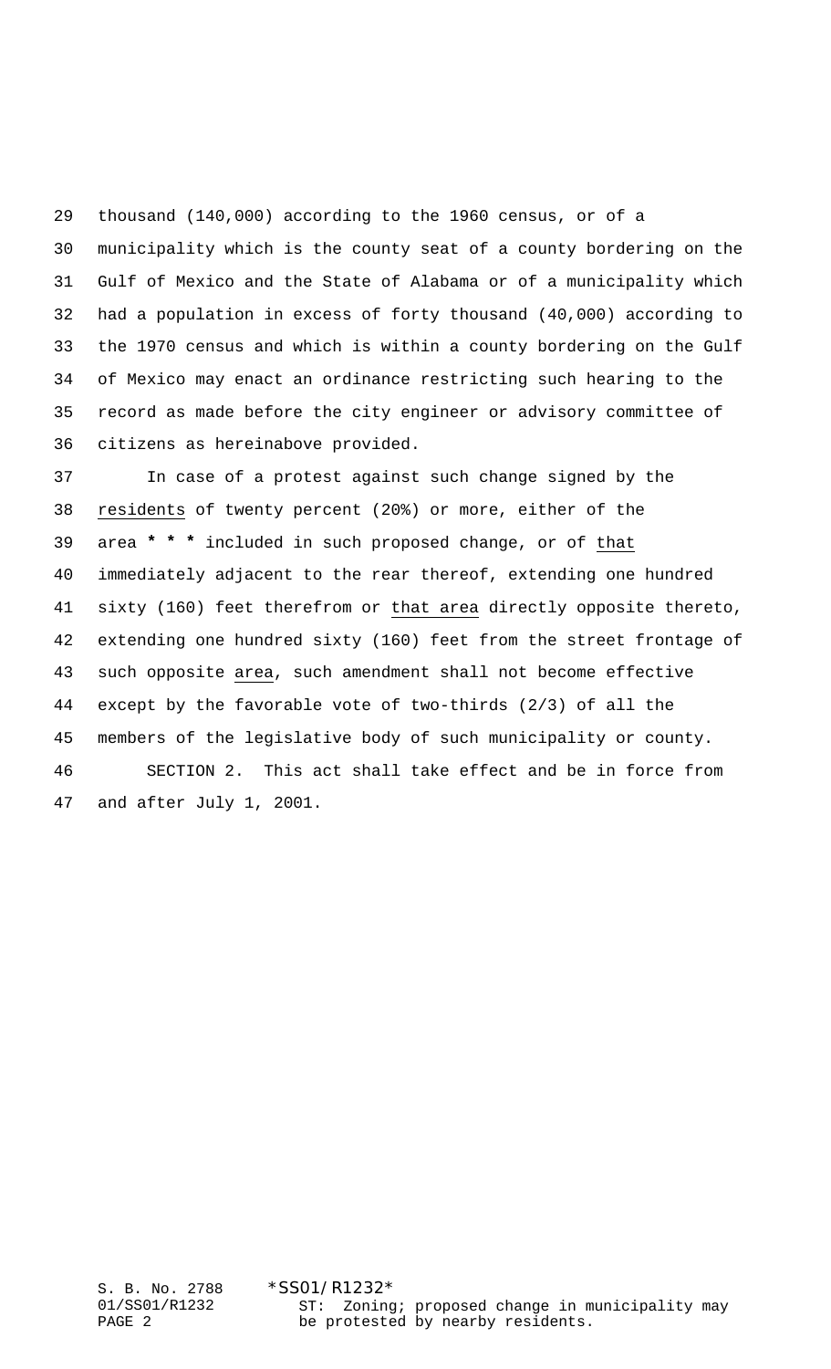thousand (140,000) according to the 1960 census, or of a municipality which is the county seat of a county bordering on the Gulf of Mexico and the State of Alabama or of a municipality which had a population in excess of forty thousand (40,000) according to the 1970 census and which is within a county bordering on the Gulf of Mexico may enact an ordinance restricting such hearing to the record as made before the city engineer or advisory committee of citizens as hereinabove provided.

In case of a protest against such change signed by the residents of twenty percent (20%) or more, either of the area *** included in such proposed change, or of that immediately adjacent to the rear thereof, extending one hundred sixty (160) feet therefrom or that area directly opposite thereto, extending one hundred sixty (160) feet from the street frontage of such opposite area, such amendment shall not become effective except by the favorable vote of two-thirds (2/3) of all the members of the legislative body of such municipality or county.

SECTION 2. This act shall take effect and be in force from and after July 1, 2001.

ST: Zoning; proposed change in municipality may be protested by nearby residents.